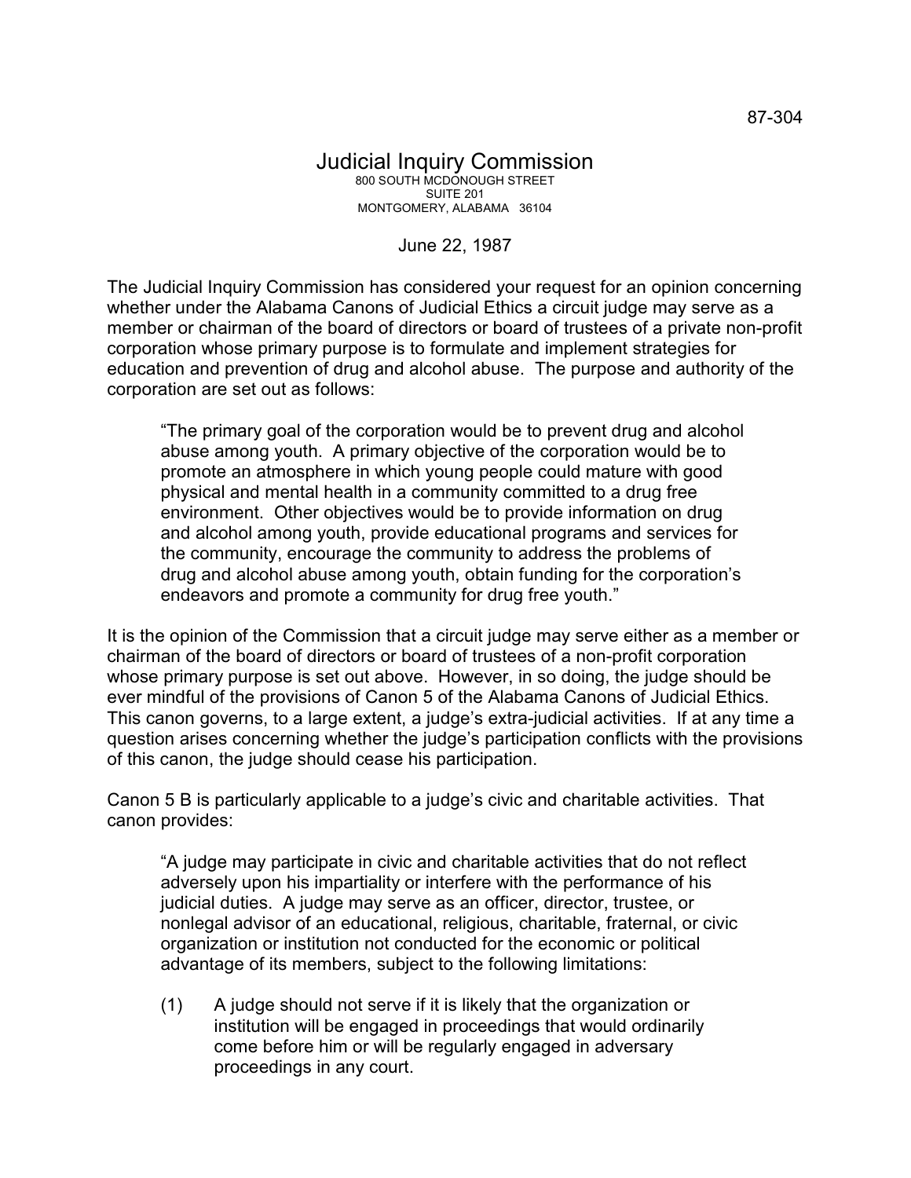87-304

# Judicial Inquiry Commission

800 SOUTH MCDONOUGH STREET
SUITE 201
MONTGOMERY, ALABAMA 36104

June 22, 1987

The Judicial Inquiry Commission has considered your request for an opinion concerning whether under the Alabama Canons of Judicial Ethics a circuit judge may serve as a member or chairman of the board of directors or board of trustees of a private non-profit corporation whose primary purpose is to formulate and implement strategies for education and prevention of drug and alcohol abuse. The purpose and authority of the corporation are set out as follows:

> "The primary goal of the corporation would be to prevent drug and alcohol abuse among youth. A primary objective of the corporation would be to promote an atmosphere in which young people could mature with good physical and mental health in a community committed to a drug free environment. Other objectives would be to provide information on drug and alcohol among youth, provide educational programs and services for the community, encourage the community to address the problems of drug and alcohol abuse among youth, obtain funding for the corporation's endeavors and promote a community for drug free youth."

It is the opinion of the Commission that a circuit judge may serve either as a member or chairman of the board of directors or board of trustees of a non-profit corporation whose primary purpose is set out above. However, in so doing, the judge should be ever mindful of the provisions of Canon 5 of the Alabama Canons of Judicial Ethics. This canon governs, to a large extent, a judge's extra-judicial activities. If at any time a question arises concerning whether the judge's participation conflicts with the provisions of this canon, the judge should cease his participation.

Canon 5 B is particularly applicable to a judge's civic and charitable activities. That canon provides:

> "A judge may participate in civic and charitable activities that do not reflect adversely upon his impartiality or interfere with the performance of his judicial duties. A judge may serve as an officer, director, trustee, or nonlegal advisor of an educational, religious, charitable, fraternal, or civic organization or institution not conducted for the economic or political advantage of its members, subject to the following limitations:
>
> (1) A judge should not serve if it is likely that the organization or institution will be engaged in proceedings that would ordinarily come before him or will be regularly engaged in adversary proceedings in any court.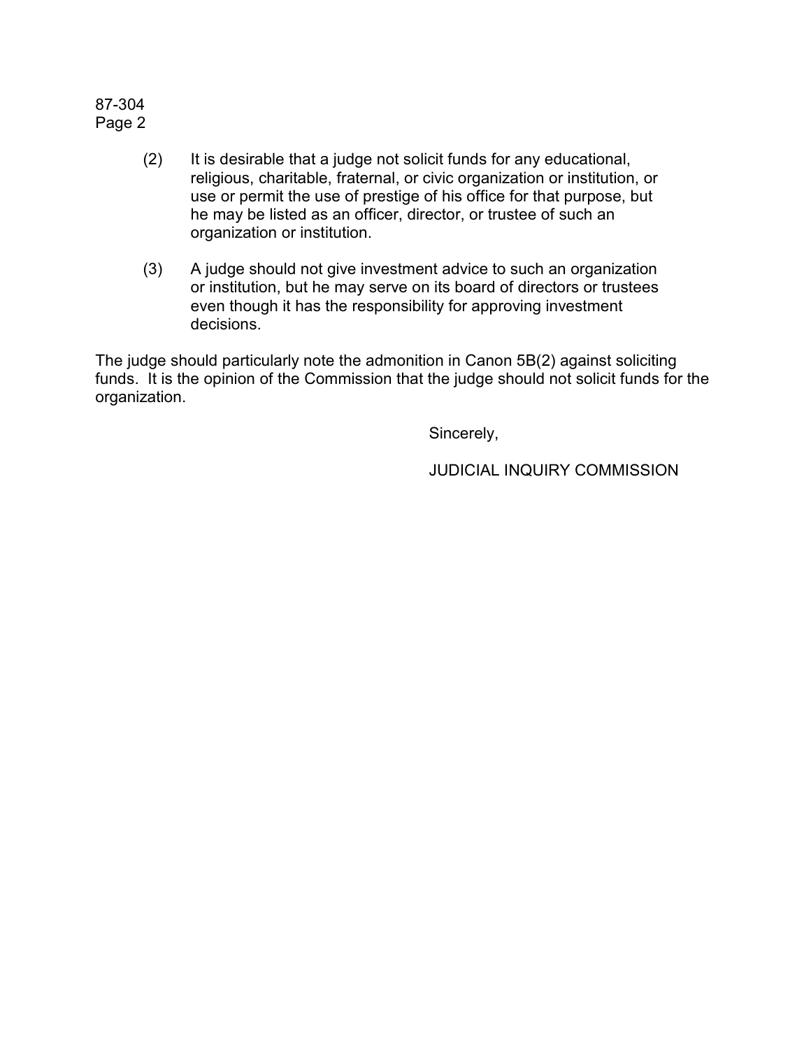(2) It is desirable that a judge not solicit funds for any educational, religious, charitable, fraternal, or civic organization or institution, or use or permit the use of prestige of his office for that purpose, but he may be listed as an officer, director, or trustee of such an organization or institution.

(3) A judge should not give investment advice to such an organization or institution, but he may serve on its board of directors or trustees even though it has the responsibility for approving investment decisions.

The judge should particularly note the admonition in Canon 5B(2) against soliciting funds. It is the opinion of the Commission that the judge should not solicit funds for the organization.

Sincerely,

JUDICIAL INQUIRY COMMISSION